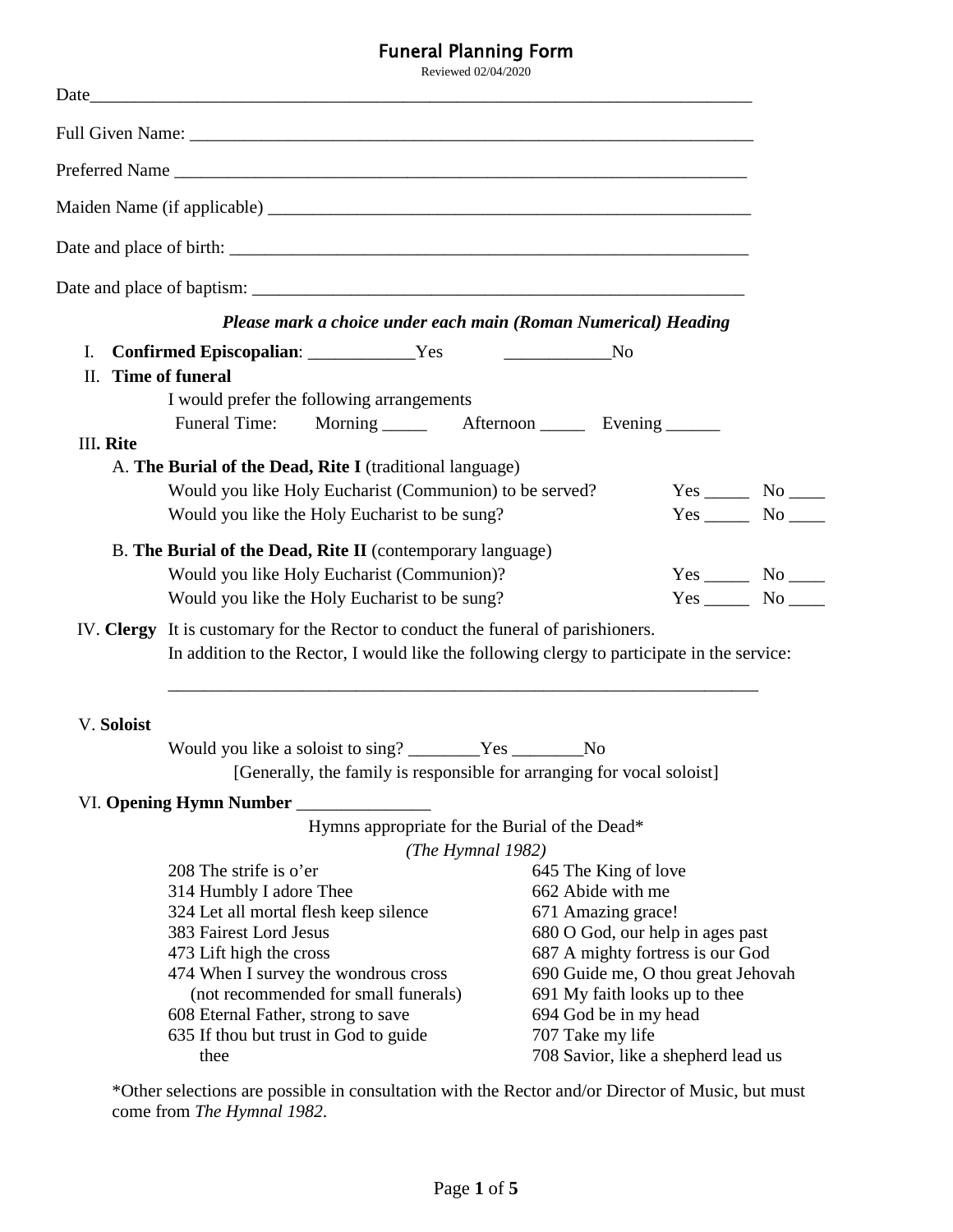# Funeral Planning Form

Reviewed 02/04/2020

Date\_\_\_\_\_\_\_\_\_\_\_\_\_\_\_\_\_\_\_\_\_\_\_\_\_\_\_\_\_\_\_\_\_\_\_\_\_\_\_\_\_\_\_\_\_\_\_\_\_\_\_\_\_\_\_\_\_\_\_\_\_\_\_\_\_\_\_\_\_\_\_\_\_

Full Given Name: \_\_\_\_\_\_\_\_\_\_\_\_\_\_\_\_\_\_\_\_\_\_\_\_\_\_\_\_\_\_\_\_\_\_\_\_\_\_\_\_\_\_\_\_\_\_\_\_\_\_\_\_\_\_\_\_\_\_\_\_\_\_\_

Preferred Name \_\_\_\_\_\_\_\_\_\_\_\_\_\_\_\_\_\_\_\_\_\_\_\_\_\_\_\_\_\_\_\_\_\_\_\_\_\_\_\_\_\_\_\_\_\_\_\_\_\_\_\_\_\_\_\_\_\_\_\_\_\_\_\_

Maiden Name (if applicable) \_\_\_\_\_\_\_\_\_\_\_\_\_\_\_\_\_\_\_\_\_\_\_\_\_\_\_\_\_\_\_\_\_\_\_\_\_\_\_\_\_\_\_\_\_\_\_\_\_\_\_\_\_\_\_

Date and place of birth: \_\_\_\_\_\_\_\_\_\_\_\_\_\_\_\_\_\_\_\_\_\_\_\_\_\_\_\_\_\_\_\_\_\_\_\_\_\_\_\_\_\_\_\_\_\_\_\_\_\_\_\_\_\_\_\_\_\_\_\_

Date and place of baptism: \_\_\_\_\_\_\_\_\_\_\_\_\_\_\_\_\_\_\_\_\_\_\_\_\_\_\_\_\_\_\_\_\_\_\_\_\_\_\_\_\_\_\_\_\_\_\_\_\_\_\_\_\_\_\_\_\_

***Please mark a choice under each main (Roman Numerical) Heading***

I. **Confirmed Episcopalian**: \_\_\_\_\_\_\_\_\_\_\_\_Yes \_\_\_\_\_\_\_\_\_\_\_\_No

II. **Time of funeral**

I would prefer the following arrangements

Funeral Time: Morning \_\_\_\_\_ Afternoon \_\_\_\_\_ Evening \_\_\_\_\_\_

III. **Rite**

A. **The Burial of the Dead, Rite I** (traditional language)

Would you like Holy Eucharist (Communion) to be served? Yes \_\_\_\_\_ No \_\_\_\_

Would you like the Holy Eucharist to be sung? Yes \_\_\_\_\_ No \_\_\_\_

B. **The Burial of the Dead, Rite II** (contemporary language)

Would you like Holy Eucharist (Communion)? Yes \_\_\_\_\_ No \_\_\_\_

Would you like the Holy Eucharist to be sung? Yes \_\_\_\_\_ No \_\_\_\_

IV. **Clergy** It is customary for the Rector to conduct the funeral of parishioners.

In addition to the Rector, I would like the following clergy to participate in the service:

\_\_\_\_\_\_\_\_\_\_\_\_\_\_\_\_\_\_\_\_\_\_\_\_\_\_\_\_\_\_\_\_\_\_\_\_\_\_\_\_\_\_\_\_\_\_\_\_\_\_\_\_\_\_\_\_\_\_\_\_\_\_\_\_\_\_

V. **Soloist**

Would you like a soloist to sing? \_\_\_\_\_\_\_\_Yes \_\_\_\_\_\_\_\_No

[Generally, the family is responsible for arranging for vocal soloist]

VI. **Opening Hymn Number** \_\_\_\_\_\_\_\_\_\_\_\_\_\_\_

Hymns appropriate for the Burial of the Dead*

*(The Hymnal 1982)*

- 208 The strife is o'er
- 314 Humbly I adore Thee
- 324 Let all mortal flesh keep silence
- 383 Fairest Lord Jesus
- 473 Lift high the cross
- 474 When I survey the wondrous cross (not recommended for small funerals)
- 608 Eternal Father, strong to save
- 635 If thou but trust in God to guide thee
- 645 The King of love
- 662 Abide with me
- 671 Amazing grace!
- 680 O God, our help in ages past
- 687 A mighty fortress is our God
- 690 Guide me, O thou great Jehovah
- 691 My faith looks up to thee
- 694 God be in my head
- 707 Take my life
- 708 Savior, like a shepherd lead us

*Other selections are possible in consultation with the Rector and/or Director of Music, but must come from *The Hymnal 1982*.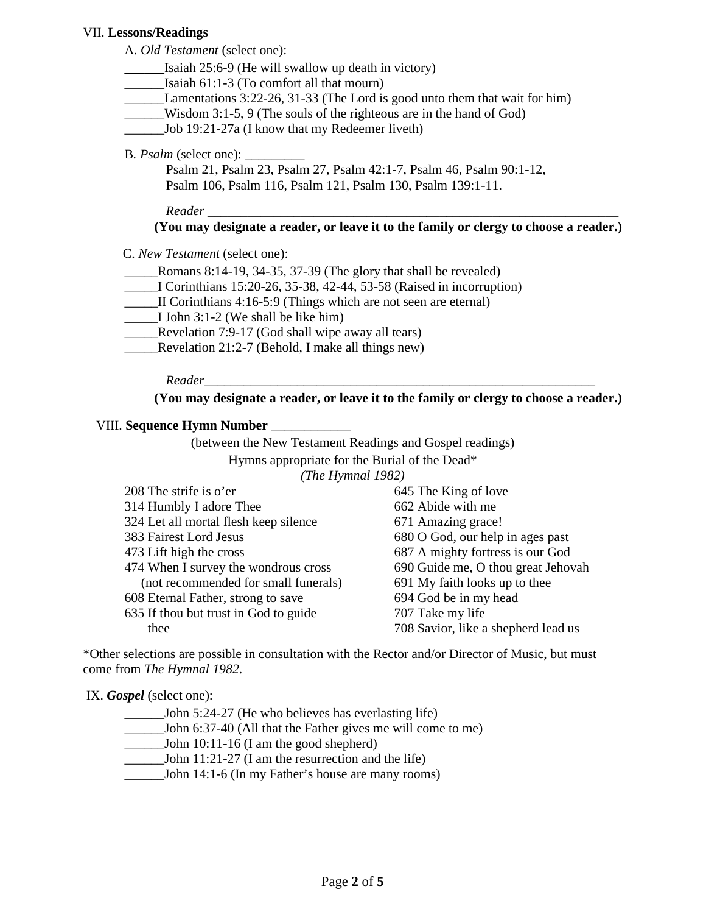VII. **Lessons/Readings**

A. *Old Testament* (select one):

______Isaiah 25:6-9 (He will swallow up death in victory)
______Isaiah 61:1-3 (To comfort all that mourn)
______Lamentations 3:22-26, 31-33 (The Lord is good unto them that wait for him)
______Wisdom 3:1-5, 9 (The souls of the righteous are in the hand of God)
______Job 19:21-27a (I know that my Redeemer liveth)

B. *Psalm* (select one): _________

Psalm 21, Psalm 23, Psalm 27, Psalm 42:1-7, Psalm 46, Psalm 90:1-12, Psalm 106, Psalm 116, Psalm 121, Psalm 130, Psalm 139:1-11.

*Reader* ________________________________________________________________

**(You may designate a reader, or leave it to the family or clergy to choose a reader.)**

C. *New Testament* (select one):

_____Romans 8:14-19, 34-35, 37-39 (The glory that shall be revealed)
_____I Corinthians 15:20-26, 35-38, 42-44, 53-58 (Raised in incorruption)
_____II Corinthians 4:16-5:9 (Things which are not seen are eternal)
_____I John 3:1-2 (We shall be like him)
_____Revelation 7:9-17 (God shall wipe away all tears)
_____Revelation 21:2-7 (Behold, I make all things new)

*Reader*_______________________________________________________________

**(You may designate a reader, or leave it to the family or clergy to choose a reader.)**

VIII. **Sequence Hymn Number** ____________

(between the New Testament Readings and Gospel readings)

Hymns appropriate for the Burial of the Dead*
*(The Hymnal 1982)*

208 The strife is o'er
314 Humbly I adore Thee
324 Let all mortal flesh keep silence
383 Fairest Lord Jesus
473 Lift high the cross
474 When I survey the wondrous cross (not recommended for small funerals)
608 Eternal Father, strong to save
635 If thou but trust in God to guide thee
645 The King of love
662 Abide with me
671 Amazing grace!
680 O God, our help in ages past
687 A mighty fortress is our God
690 Guide me, O thou great Jehovah
691 My faith looks up to thee
694 God be in my head
707 Take my life
708 Savior, like a shepherd lead us

*Other selections are possible in consultation with the Rector and/or Director of Music, but must come from *The Hymnal 1982*.

IX. ***Gospel*** (select one):

______John 5:24-27 (He who believes has everlasting life)
______John 6:37-40 (All that the Father gives me will come to me)
______John 10:11-16 (I am the good shepherd)
______John 11:21-27 (I am the resurrection and the life)
______John 14:1-6 (In my Father's house are many rooms)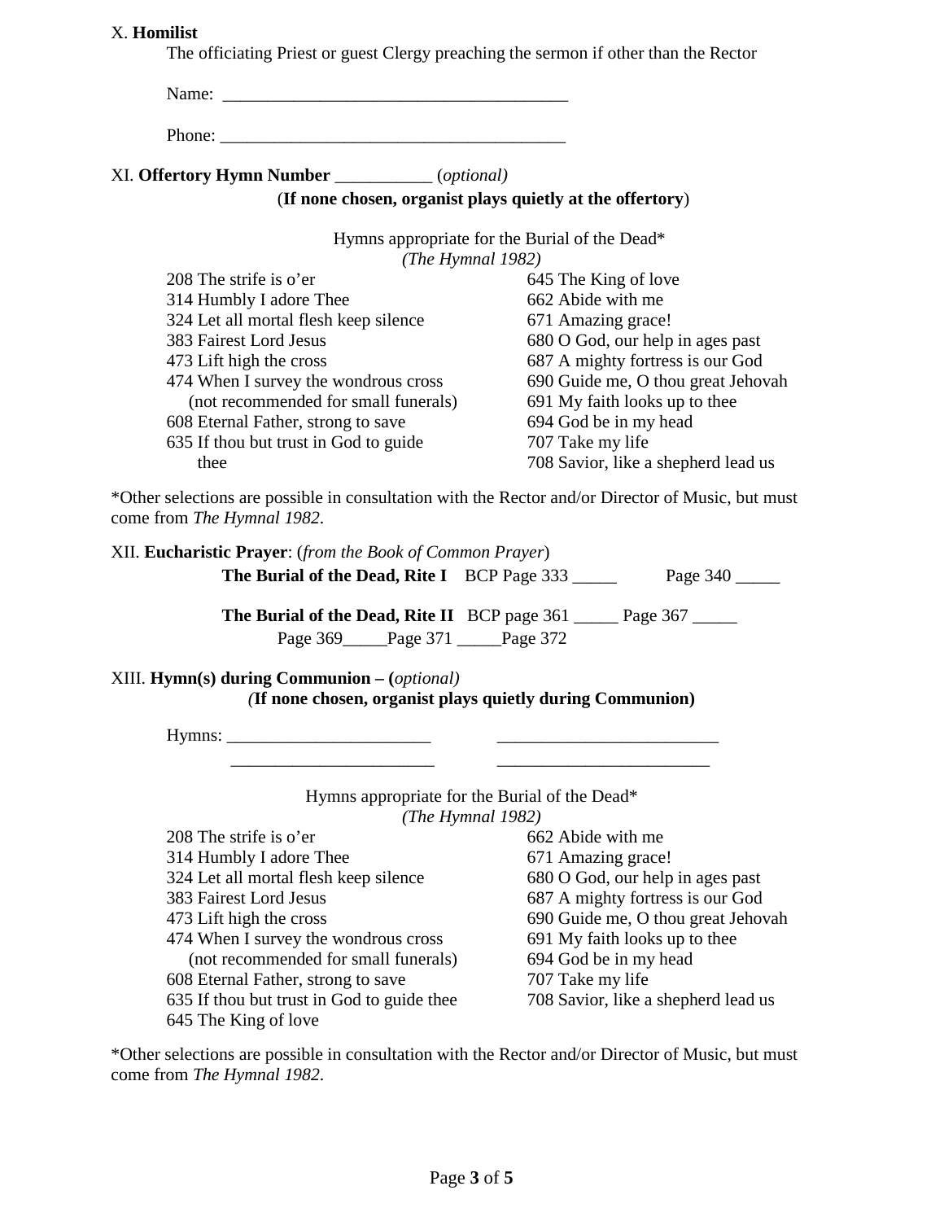X. **Homilist**

The officiating Priest or guest Clergy preaching the sermon if other than the Rector

Name: _______________________________________

Phone: _______________________________________

XI. **Offertory Hymn Number** ___________ (*optional*)

(**If none chosen, organist plays quietly at the offertory**)

Hymns appropriate for the Burial of the Dead*
*(The Hymnal 1982)*

208 The strife is o'er
314 Humbly I adore Thee
324 Let all mortal flesh keep silence
383 Fairest Lord Jesus
473 Lift high the cross
474 When I survey the wondrous cross (not recommended for small funerals)
608 Eternal Father, strong to save
635 If thou but trust in God to guide thee
645 The King of love
662 Abide with me
671 Amazing grace!
680 O God, our help in ages past
687 A mighty fortress is our God
690 Guide me, O thou great Jehovah
691 My faith looks up to thee
694 God be in my head
707 Take my life
708 Savior, like a shepherd lead us

*Other selections are possible in consultation with the Rector and/or Director of Music, but must come from *The Hymnal 1982*.

XII. **Eucharistic Prayer**: (*from the Book of Common Prayer*)

**The Burial of the Dead, Rite I** BCP Page 333 _____ Page 340 _____

**The Burial of the Dead, Rite II** BCP page 361 _____ Page 367 _____ Page 369_____ Page 371 _____ Page 372

XIII. **Hymn(s) during Communion – (***optional***)**

*(***If none chosen, organist plays quietly during Communion)**

Hymns: _______________________ _______________________

_______________________ _______________________

Hymns appropriate for the Burial of the Dead*
*(The Hymnal 1982)*

208 The strife is o'er
314 Humbly I adore Thee
324 Let all mortal flesh keep silence
383 Fairest Lord Jesus
473 Lift high the cross
474 When I survey the wondrous cross (not recommended for small funerals)
608 Eternal Father, strong to save
635 If thou but trust in God to guide thee
645 The King of love
662 Abide with me
671 Amazing grace!
680 O God, our help in ages past
687 A mighty fortress is our God
690 Guide me, O thou great Jehovah
691 My faith looks up to thee
694 God be in my head
707 Take my life
708 Savior, like a shepherd lead us

*Other selections are possible in consultation with the Rector and/or Director of Music, but must come from *The Hymnal 1982*.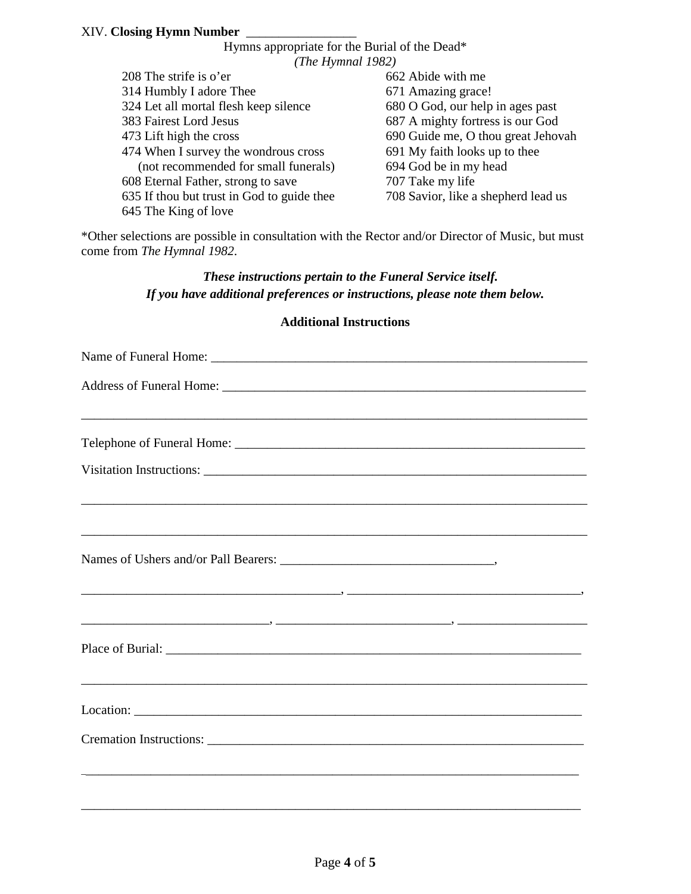XIV. **Closing Hymn Number** \_\_\_\_\_\_\_\_\_\_\_\_\_\_\_\_\_

Hymns appropriate for the Burial of the Dead*
*(The Hymnal 1982)*

- 208 The strife is o'er
- 314 Humbly I adore Thee
- 324 Let all mortal flesh keep silence
- 383 Fairest Lord Jesus
- 473 Lift high the cross
- 474 When I survey the wondrous cross (not recommended for small funerals)
- 608 Eternal Father, strong to save
- 635 If thou but trust in God to guide thee
- 645 The King of love
- 662 Abide with me
- 671 Amazing grace!
- 680 O God, our help in ages past
- 687 A mighty fortress is our God
- 690 Guide me, O thou great Jehovah
- 691 My faith looks up to thee
- 694 God be in my head
- 707 Take my life
- 708 Savior, like a shepherd lead us

*Other selections are possible in consultation with the Rector and/or Director of Music, but must come from *The Hymnal 1982*.

***These instructions pertain to the Funeral Service itself.***
***If you have additional preferences or instructions, please note them below.***

**Additional Instructions**

Name of Funeral Home: \_\_\_\_\_\_\_\_\_\_\_\_\_\_\_\_\_\_\_\_\_\_\_\_\_\_\_\_\_\_\_\_\_\_\_\_\_\_\_\_\_\_\_\_\_\_\_\_\_\_\_\_\_\_\_\_\_\_\_\_

Address of Funeral Home: \_\_\_\_\_\_\_\_\_\_\_\_\_\_\_\_\_\_\_\_\_\_\_\_\_\_\_\_\_\_\_\_\_\_\_\_\_\_\_\_\_\_\_\_\_\_\_\_\_\_\_\_\_\_\_\_

\_\_\_\_\_\_\_\_\_\_\_\_\_\_\_\_\_\_\_\_\_\_\_\_\_\_\_\_\_\_\_\_\_\_\_\_\_\_\_\_\_\_\_\_\_\_\_\_\_\_\_\_\_\_\_\_\_\_\_\_\_\_\_\_\_\_\_\_\_\_\_\_\_\_\_\_\_\_\_\_

Telephone of Funeral Home: \_\_\_\_\_\_\_\_\_\_\_\_\_\_\_\_\_\_\_\_\_\_\_\_\_\_\_\_\_\_\_\_\_\_\_\_\_\_\_\_\_\_\_\_\_\_\_\_\_\_\_\_\_\_\_

Visitation Instructions: \_\_\_\_\_\_\_\_\_\_\_\_\_\_\_\_\_\_\_\_\_\_\_\_\_\_\_\_\_\_\_\_\_\_\_\_\_\_\_\_\_\_\_\_\_\_\_\_\_\_\_\_\_\_\_\_\_\_\_\_

\_\_\_\_\_\_\_\_\_\_\_\_\_\_\_\_\_\_\_\_\_\_\_\_\_\_\_\_\_\_\_\_\_\_\_\_\_\_\_\_\_\_\_\_\_\_\_\_\_\_\_\_\_\_\_\_\_\_\_\_\_\_\_\_\_\_\_\_\_\_\_\_\_\_\_\_\_\_\_\_

\_\_\_\_\_\_\_\_\_\_\_\_\_\_\_\_\_\_\_\_\_\_\_\_\_\_\_\_\_\_\_\_\_\_\_\_\_\_\_\_\_\_\_\_\_\_\_\_\_\_\_\_\_\_\_\_\_\_\_\_\_\_\_\_\_\_\_\_\_\_\_\_\_\_\_\_\_\_\_\_

Names of Ushers and/or Pall Bearers: \_\_\_\_\_\_\_\_\_\_\_\_\_\_\_\_\_\_\_\_\_\_\_\_\_\_\_\_\_\_\_\_\_,

\_\_\_\_\_\_\_\_\_\_\_\_\_\_\_\_\_\_\_\_\_\_\_\_\_\_\_\_\_\_\_\_\_\_\_\_\_\_\_\_, \_\_\_\_\_\_\_\_\_\_\_\_\_\_\_\_\_\_\_\_\_\_\_\_\_\_\_\_\_\_\_\_\_\_\_\_,

\_\_\_\_\_\_\_\_\_\_\_\_\_\_\_\_\_\_\_\_\_\_\_\_\_\_\_\_\_, \_\_\_\_\_\_\_\_\_\_\_\_\_\_\_\_\_\_\_\_\_\_\_\_\_\_, \_\_\_\_\_\_\_\_\_\_\_\_\_\_\_\_\_\_\_\_

Place of Burial: \_\_\_\_\_\_\_\_\_\_\_\_\_\_\_\_\_\_\_\_\_\_\_\_\_\_\_\_\_\_\_\_\_\_\_\_\_\_\_\_\_\_\_\_\_\_\_\_\_\_\_\_\_\_\_\_\_\_\_\_\_\_\_\_

\_\_\_\_\_\_\_\_\_\_\_\_\_\_\_\_\_\_\_\_\_\_\_\_\_\_\_\_\_\_\_\_\_\_\_\_\_\_\_\_\_\_\_\_\_\_\_\_\_\_\_\_\_\_\_\_\_\_\_\_\_\_\_\_\_\_\_\_\_\_\_\_\_\_\_\_\_\_\_\_

Location: \_\_\_\_\_\_\_\_\_\_\_\_\_\_\_\_\_\_\_\_\_\_\_\_\_\_\_\_\_\_\_\_\_\_\_\_\_\_\_\_\_\_\_\_\_\_\_\_\_\_\_\_\_\_\_\_\_\_\_\_\_\_\_\_\_\_\_\_\_\_

Cremation Instructions: \_\_\_\_\_\_\_\_\_\_\_\_\_\_\_\_\_\_\_\_\_\_\_\_\_\_\_\_\_\_\_\_\_\_\_\_\_\_\_\_\_\_\_\_\_\_\_\_\_\_\_\_\_\_\_\_\_\_\_\_

\_\_\_\_\_\_\_\_\_\_\_\_\_\_\_\_\_\_\_\_\_\_\_\_\_\_\_\_\_\_\_\_\_\_\_\_\_\_\_\_\_\_\_\_\_\_\_\_\_\_\_\_\_\_\_\_\_\_\_\_\_\_\_\_\_\_\_\_\_\_\_\_\_\_\_\_\_\_\_

\_\_\_\_\_\_\_\_\_\_\_\_\_\_\_\_\_\_\_\_\_\_\_\_\_\_\_\_\_\_\_\_\_\_\_\_\_\_\_\_\_\_\_\_\_\_\_\_\_\_\_\_\_\_\_\_\_\_\_\_\_\_\_\_\_\_\_\_\_\_\_\_\_\_\_\_\_\_\_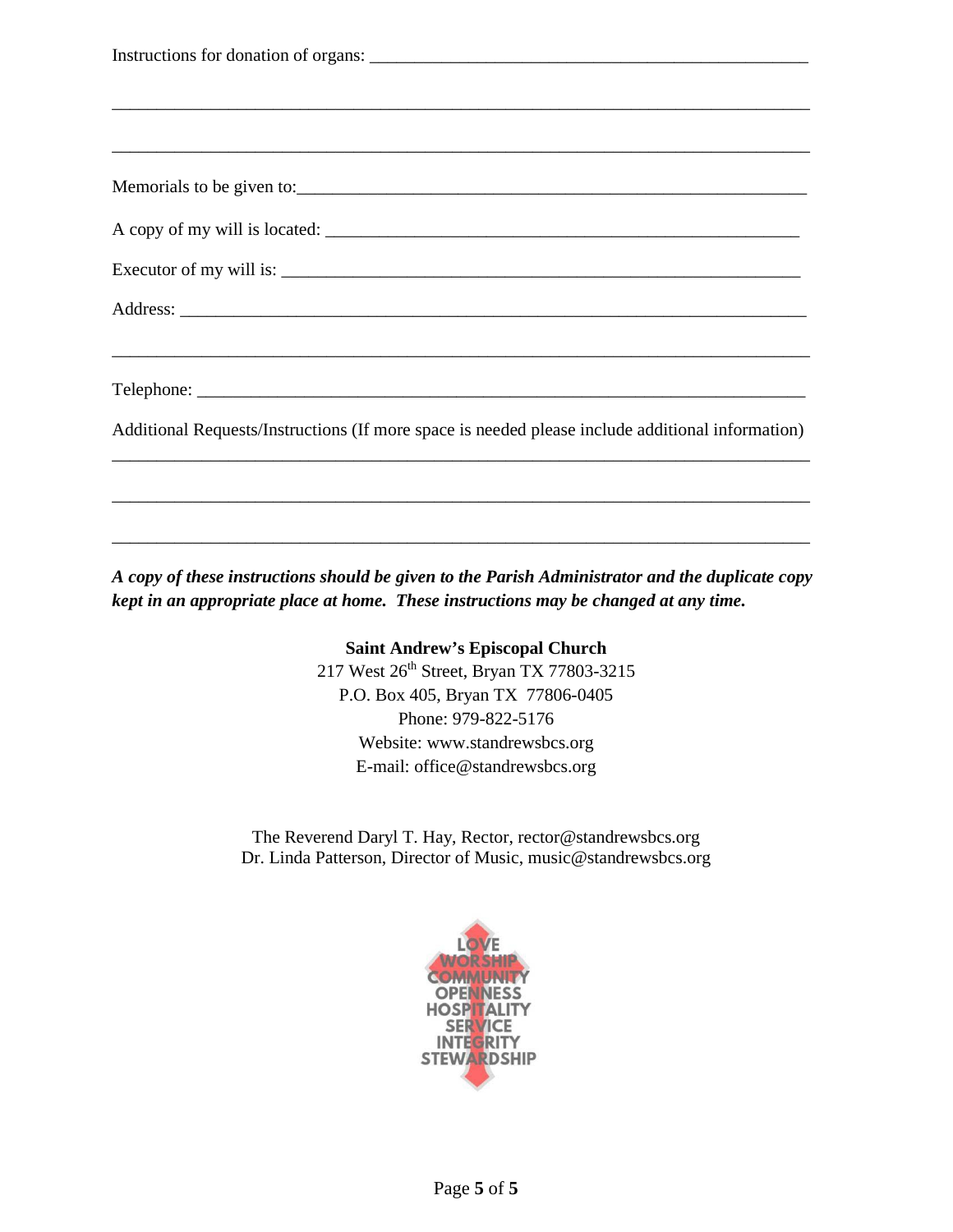Instructions for donation of organs: ___________________________________________________

_____________________________________________________________________________

_____________________________________________________________________________

Memorials to be given to:_________________________________________________________

A copy of my will is located: _____________________________________________________

Executor of my will is: __________________________________________________________

Address: ______________________________________________________________________

_____________________________________________________________________________

Telephone: ____________________________________________________________________

Additional Requests/Instructions (If more space is needed please include additional information)

_____________________________________________________________________________

_____________________________________________________________________________

_____________________________________________________________________________

***A copy of these instructions should be given to the Parish Administrator and the duplicate copy kept in an appropriate place at home. These instructions may be changed at any time.***

**Saint Andrew's Episcopal Church**
217 West 26th Street, Bryan TX 77803-3215
P.O. Box 405, Bryan TX 77806-0405
Phone: 979-822-5176
Website: www.standrewsbcs.org
E-mail: office@standrewsbcs.org

The Reverend Daryl T. Hay, Rector, rector@standrewsbcs.org
Dr. Linda Patterson, Director of Music, music@standrewsbcs.org

LOVE
WORSHIP
COMMUNITY
OPENNESS
HOSPITALITY
SERVICE
INTEGRITY
STEWARDSHIP